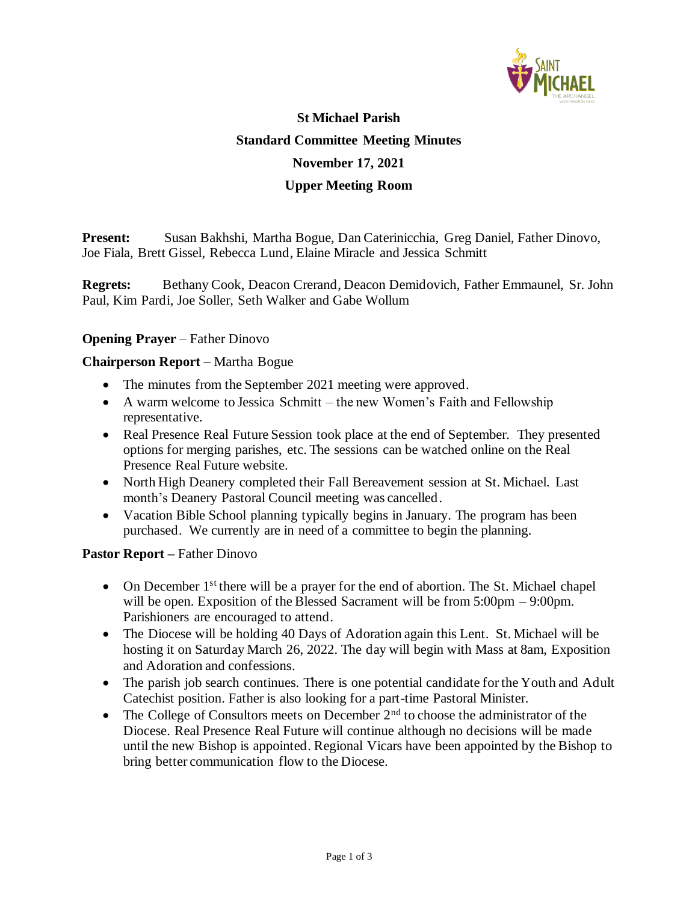# St Michael Parish

## Standard Committee Meeting Minutes

## November 17, 2021

## Upper Meeting Room

**Present:** Susan Bakhshi, Martha Bogue, Dan Caterinicchia, Greg Daniel, Father Dinovo, Joe Fiala, Brett Gissel, Rebecca Lund, Elaine Miracle and Jessica Schmitt

**Regrets:** Bethany Cook, Deacon Crerand, Deacon Demidovich, Father Emmaunel, Sr. John Paul, Kim Pardi, Joe Soller, Seth Walker and Gabe Wollum

**Opening Prayer** – Father Dinovo

**Chairperson Report** – Martha Bogue

- The minutes from the September 2021 meeting were approved.
- A warm welcome to Jessica Schmitt – the new Women's Faith and Fellowship representative.
- Real Presence Real Future Session took place at the end of September. They presented options for merging parishes, etc. The sessions can be watched online on the Real Presence Real Future website.
- North High Deanery completed their Fall Bereavement session at St. Michael. Last month's Deanery Pastoral Council meeting was cancelled.
- Vacation Bible School planning typically begins in January. The program has been purchased. We currently are in need of a committee to begin the planning.

**Pastor Report –** Father Dinovo

- On December 1st there will be a prayer for the end of abortion. The St. Michael chapel will be open. Exposition of the Blessed Sacrament will be from 5:00pm – 9:00pm. Parishioners are encouraged to attend.
- The Diocese will be holding 40 Days of Adoration again this Lent. St. Michael will be hosting it on Saturday March 26, 2022. The day will begin with Mass at 8am, Exposition and Adoration and confessions.
- The parish job search continues. There is one potential candidate for the Youth and Adult Catechist position. Father is also looking for a part-time Pastoral Minister.
- The College of Consultors meets on December 2nd to choose the administrator of the Diocese. Real Presence Real Future will continue although no decisions will be made until the new Bishop is appointed. Regional Vicars have been appointed by the Bishop to bring better communication flow to the Diocese.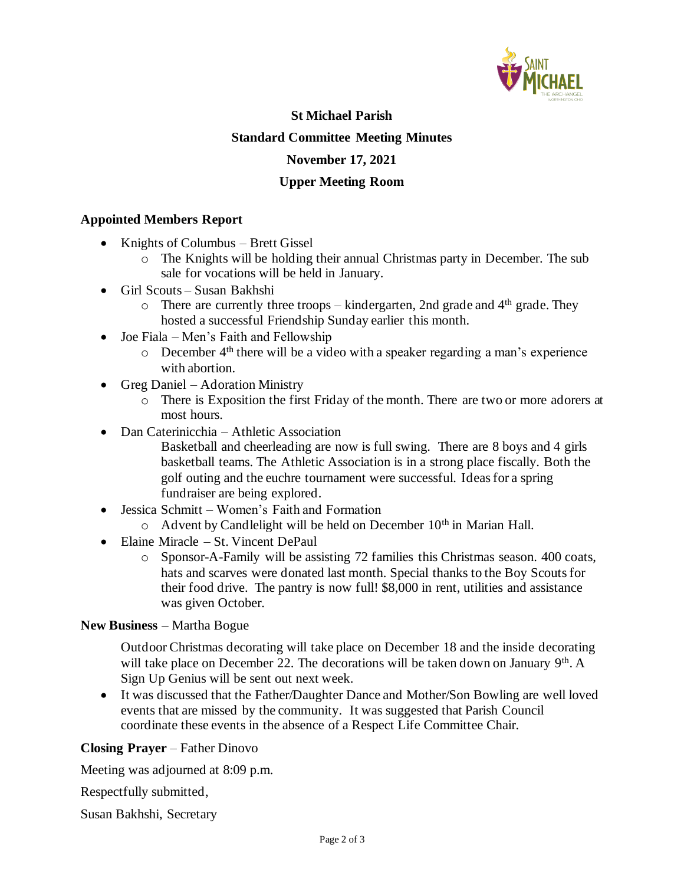**St Michael Parish**

**Standard Committee Meeting Minutes**

**November 17, 2021**

**Upper Meeting Room**

## Appointed Members Report

- Knights of Columbus – Brett Gissel
  - The Knights will be holding their annual Christmas party in December. The sub sale for vocations will be held in January.
- Girl Scouts – Susan Bakhshi
  - There are currently three troops – kindergarten, 2nd grade and 4th grade. They hosted a successful Friendship Sunday earlier this month.
- Joe Fiala – Men's Faith and Fellowship
  - December 4th there will be a video with a speaker regarding a man's experience with abortion.
- Greg Daniel – Adoration Ministry
  - There is Exposition the first Friday of the month. There are two or more adorers at most hours.
- Dan Caterinicchia – Athletic Association

  Basketball and cheerleading are now is full swing. There are 8 boys and 4 girls basketball teams. The Athletic Association is in a strong place fiscally. Both the golf outing and the euchre tournament were successful. Ideas for a spring fundraiser are being explored.
- Jessica Schmitt – Women's Faith and Formation
  - Advent by Candlelight will be held on December 10th in Marian Hall.
- Elaine Miracle – St. Vincent DePaul
  - Sponsor-A-Family will be assisting 72 families this Christmas season. 400 coats, hats and scarves were donated last month. Special thanks to the Boy Scouts for their food drive. The pantry is now full! $8,000 in rent, utilities and assistance was given October.

**New Business** – Martha Bogue

Outdoor Christmas decorating will take place on December 18 and the inside decorating will take place on December 22. The decorations will be taken down on January 9th. A Sign Up Genius will be sent out next week.

- It was discussed that the Father/Daughter Dance and Mother/Son Bowling are well loved events that are missed by the community. It was suggested that Parish Council coordinate these events in the absence of a Respect Life Committee Chair.

**Closing Prayer** – Father Dinovo

Meeting was adjourned at 8:09 p.m.

Respectfully submitted,

Susan Bakhshi, Secretary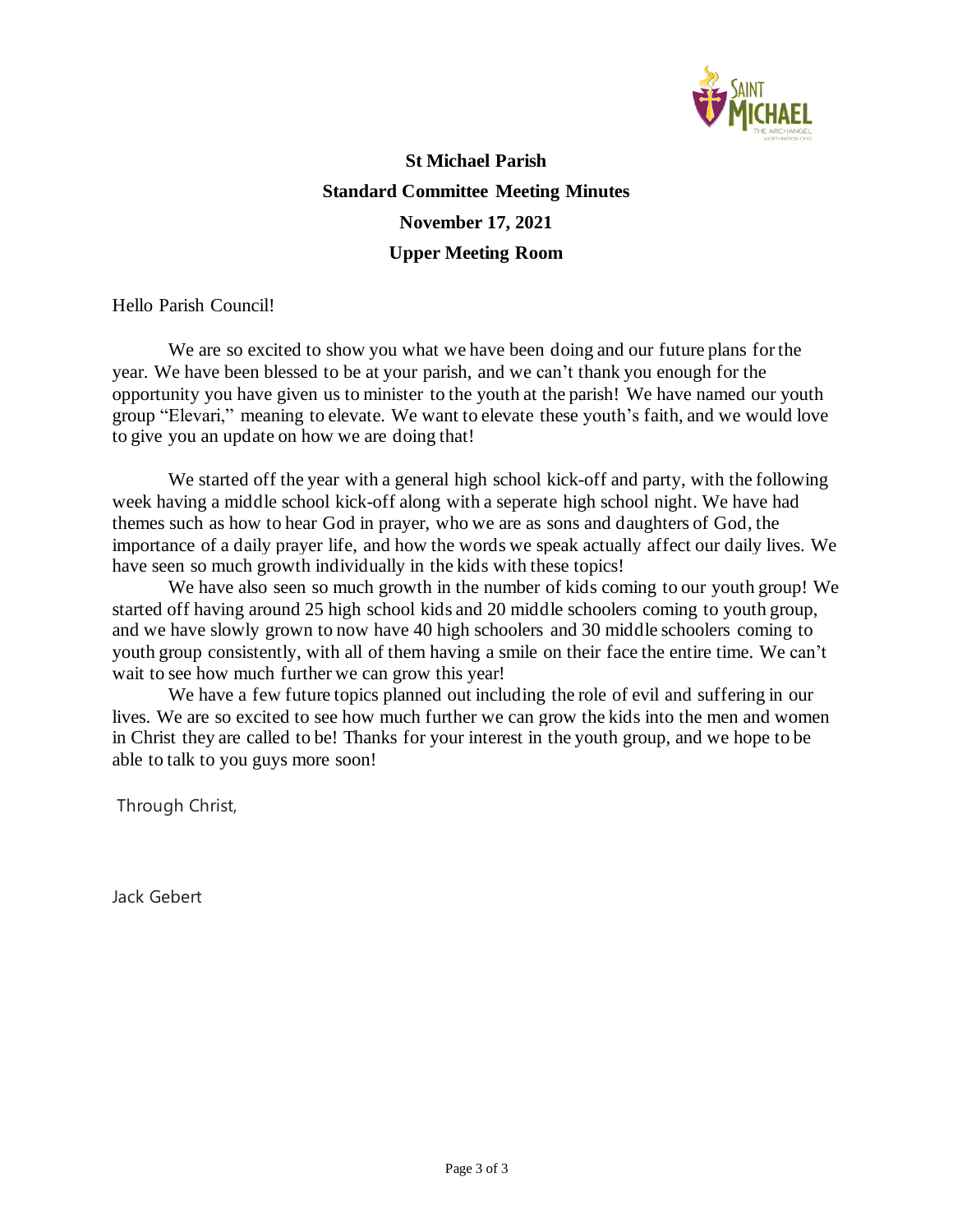**St Michael Parish**

**Standard Committee Meeting Minutes**

**November 17, 2021**

**Upper Meeting Room**

Hello Parish Council!

We are so excited to show you what we have been doing and our future plans for the year. We have been blessed to be at your parish, and we can't thank you enough for the opportunity you have given us to minister to the youth at the parish! We have named our youth group "Elevari," meaning to elevate. We want to elevate these youth's faith, and we would love to give you an update on how we are doing that!

We started off the year with a general high school kick-off and party, with the following week having a middle school kick-off along with a seperate high school night. We have had themes such as how to hear God in prayer, who we are as sons and daughters of God, the importance of a daily prayer life, and how the words we speak actually affect our daily lives. We have seen so much growth individually in the kids with these topics!

We have also seen so much growth in the number of kids coming to our youth group! We started off having around 25 high school kids and 20 middle schoolers coming to youth group, and we have slowly grown to now have 40 high schoolers and 30 middle schoolers coming to youth group consistently, with all of them having a smile on their face the entire time. We can't wait to see how much further we can grow this year!

We have a few future topics planned out including the role of evil and suffering in our lives. We are so excited to see how much further we can grow the kids into the men and women in Christ they are called to be! Thanks for your interest in the youth group, and we hope to be able to talk to you guys more soon!

Through Christ,

Jack Gebert